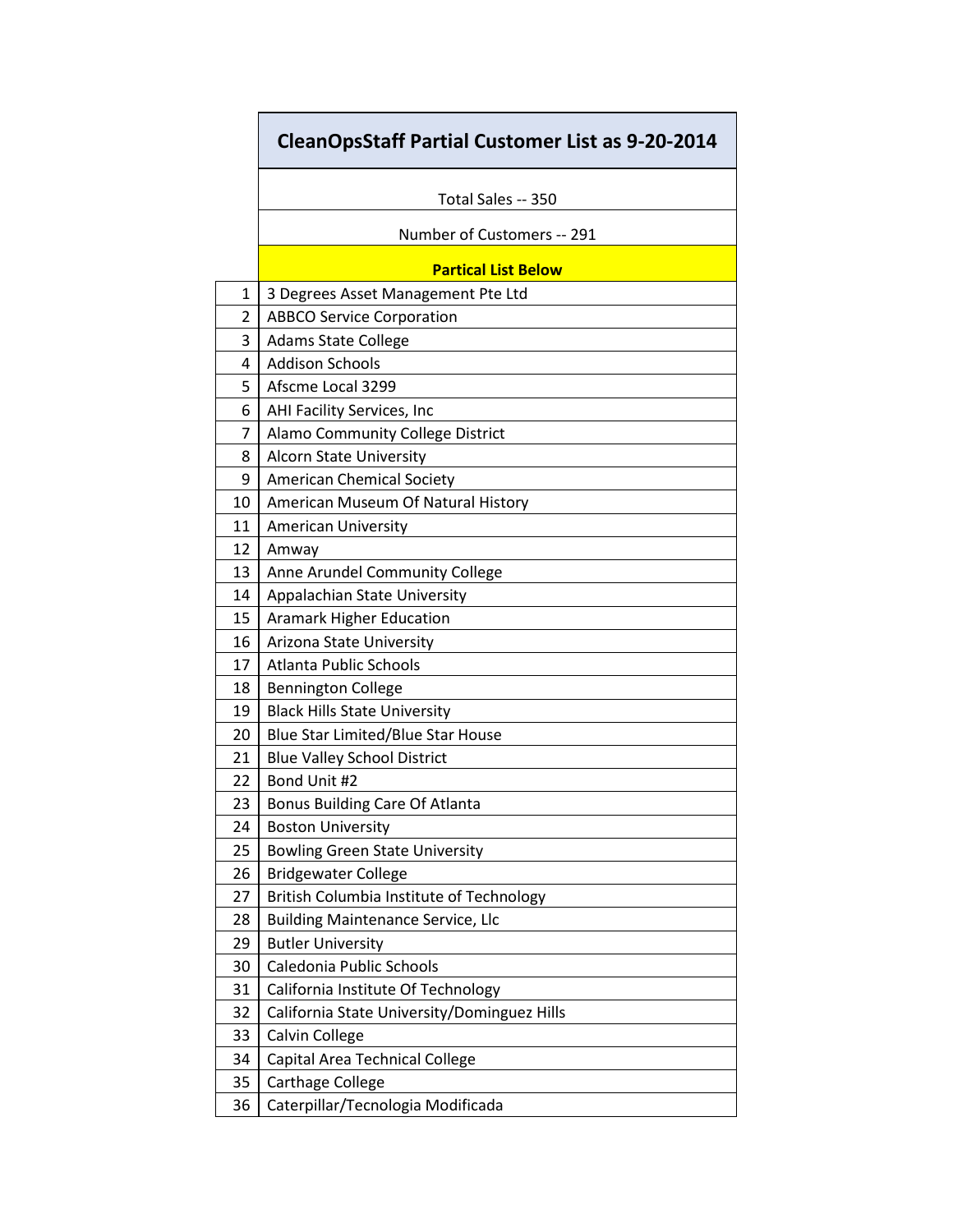# CleanOpsStaff Partial Customer List as 9-20-2014

Total Sales -- 350

Number of Customers -- 291

**Partical List Below**

| | |
|---|---|
| 1 | 3 Degrees Asset Management Pte Ltd |
| 2 | ABBCO Service Corporation |
| 3 | Adams State College |
| 4 | Addison Schools |
| 5 | Afscme Local 3299 |
| 6 | AHI Facility Services, Inc |
| 7 | Alamo Community College District |
| 8 | Alcorn State University |
| 9 | American Chemical Society |
| 10 | American Museum Of Natural History |
| 11 | American University |
| 12 | Amway |
| 13 | Anne Arundel Community College |
| 14 | Appalachian State University |
| 15 | Aramark Higher Education |
| 16 | Arizona State University |
| 17 | Atlanta Public Schools |
| 18 | Bennington College |
| 19 | Black Hills State University |
| 20 | Blue Star Limited/Blue Star House |
| 21 | Blue Valley School District |
| 22 | Bond Unit #2 |
| 23 | Bonus Building Care Of Atlanta |
| 24 | Boston University |
| 25 | Bowling Green State University |
| 26 | Bridgewater College |
| 27 | British Columbia Institute of Technology |
| 28 | Building Maintenance Service, Llc |
| 29 | Butler University |
| 30 | Caledonia Public Schools |
| 31 | California Institute Of Technology |
| 32 | California State University/Dominguez Hills |
| 33 | Calvin College |
| 34 | Capital Area Technical College |
| 35 | Carthage College |
| 36 | Caterpillar/Tecnologia Modificada |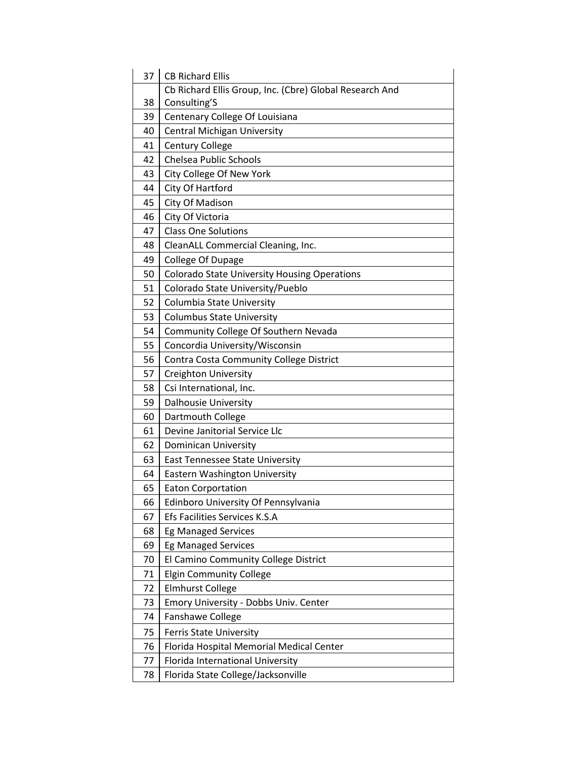| 37 | CB Richard Ellis |
|---|---|
| 38 | Cb Richard Ellis Group, Inc. (Cbre) Global Research And Consulting'S |
| 39 | Centenary College Of Louisiana |
| 40 | Central Michigan University |
| 41 | Century College |
| 42 | Chelsea Public Schools |
| 43 | City College Of New York |
| 44 | City Of Hartford |
| 45 | City Of Madison |
| 46 | City Of Victoria |
| 47 | Class One Solutions |
| 48 | CleanALL Commercial Cleaning, Inc. |
| 49 | College Of Dupage |
| 50 | Colorado State University Housing Operations |
| 51 | Colorado State University/Pueblo |
| 52 | Columbia State University |
| 53 | Columbus State University |
| 54 | Community College Of Southern Nevada |
| 55 | Concordia University/Wisconsin |
| 56 | Contra Costa Community College District |
| 57 | Creighton University |
| 58 | Csi International, Inc. |
| 59 | Dalhousie University |
| 60 | Dartmouth College |
| 61 | Devine Janitorial Service Llc |
| 62 | Dominican University |
| 63 | East Tennessee State University |
| 64 | Eastern Washington University |
| 65 | Eaton Corportation |
| 66 | Edinboro University Of Pennsylvania |
| 67 | Efs Facilities Services K.S.A |
| 68 | Eg Managed Services |
| 69 | Eg Managed Services |
| 70 | El Camino Community College District |
| 71 | Elgin Community College |
| 72 | Elmhurst College |
| 73 | Emory University - Dobbs Univ. Center |
| 74 | Fanshawe College |
| 75 | Ferris State University |
| 76 | Florida Hospital Memorial Medical Center |
| 77 | Florida International University |
| 78 | Florida State College/Jacksonville |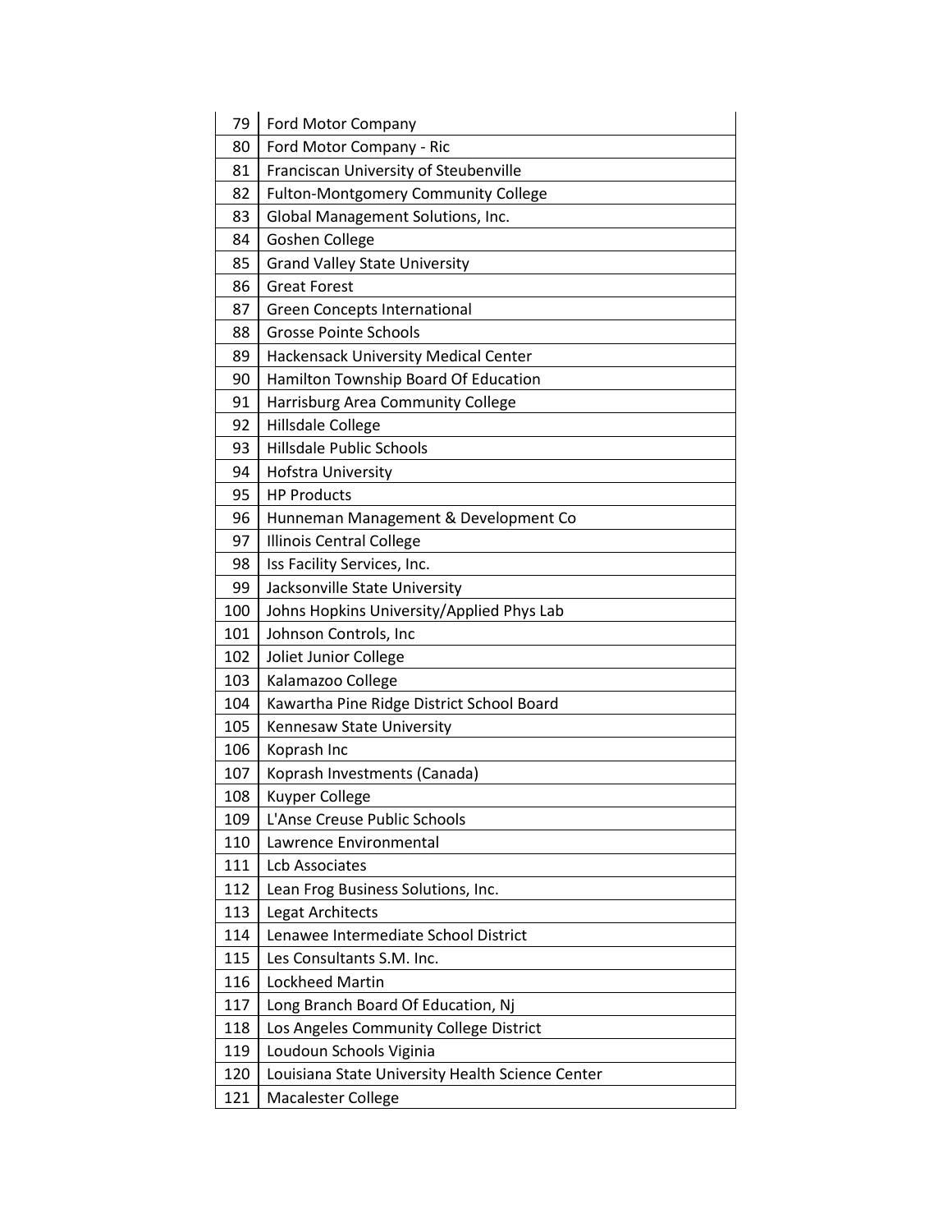| | |
|---|---|
| 79 | Ford Motor Company |
| 80 | Ford Motor Company - Ric |
| 81 | Franciscan University of Steubenville |
| 82 | Fulton-Montgomery Community College |
| 83 | Global Management Solutions, Inc. |
| 84 | Goshen College |
| 85 | Grand Valley State University |
| 86 | Great Forest |
| 87 | Green Concepts International |
| 88 | Grosse Pointe Schools |
| 89 | Hackensack University Medical Center |
| 90 | Hamilton Township Board Of Education |
| 91 | Harrisburg Area Community College |
| 92 | Hillsdale College |
| 93 | Hillsdale Public Schools |
| 94 | Hofstra University |
| 95 | HP Products |
| 96 | Hunneman Management & Development Co |
| 97 | Illinois Central College |
| 98 | Iss Facility Services, Inc. |
| 99 | Jacksonville State University |
| 100 | Johns Hopkins University/Applied Phys Lab |
| 101 | Johnson Controls, Inc |
| 102 | Joliet Junior College |
| 103 | Kalamazoo College |
| 104 | Kawartha Pine Ridge District School Board |
| 105 | Kennesaw State University |
| 106 | Koprash Inc |
| 107 | Koprash Investments (Canada) |
| 108 | Kuyper College |
| 109 | L'Anse Creuse Public Schools |
| 110 | Lawrence Environmental |
| 111 | Lcb Associates |
| 112 | Lean Frog Business Solutions, Inc. |
| 113 | Legat Architects |
| 114 | Lenawee Intermediate School District |
| 115 | Les Consultants S.M. Inc. |
| 116 | Lockheed Martin |
| 117 | Long Branch Board Of Education, Nj |
| 118 | Los Angeles Community College District |
| 119 | Loudoun Schools Viginia |
| 120 | Louisiana State University Health Science Center |
| 121 | Macalester College |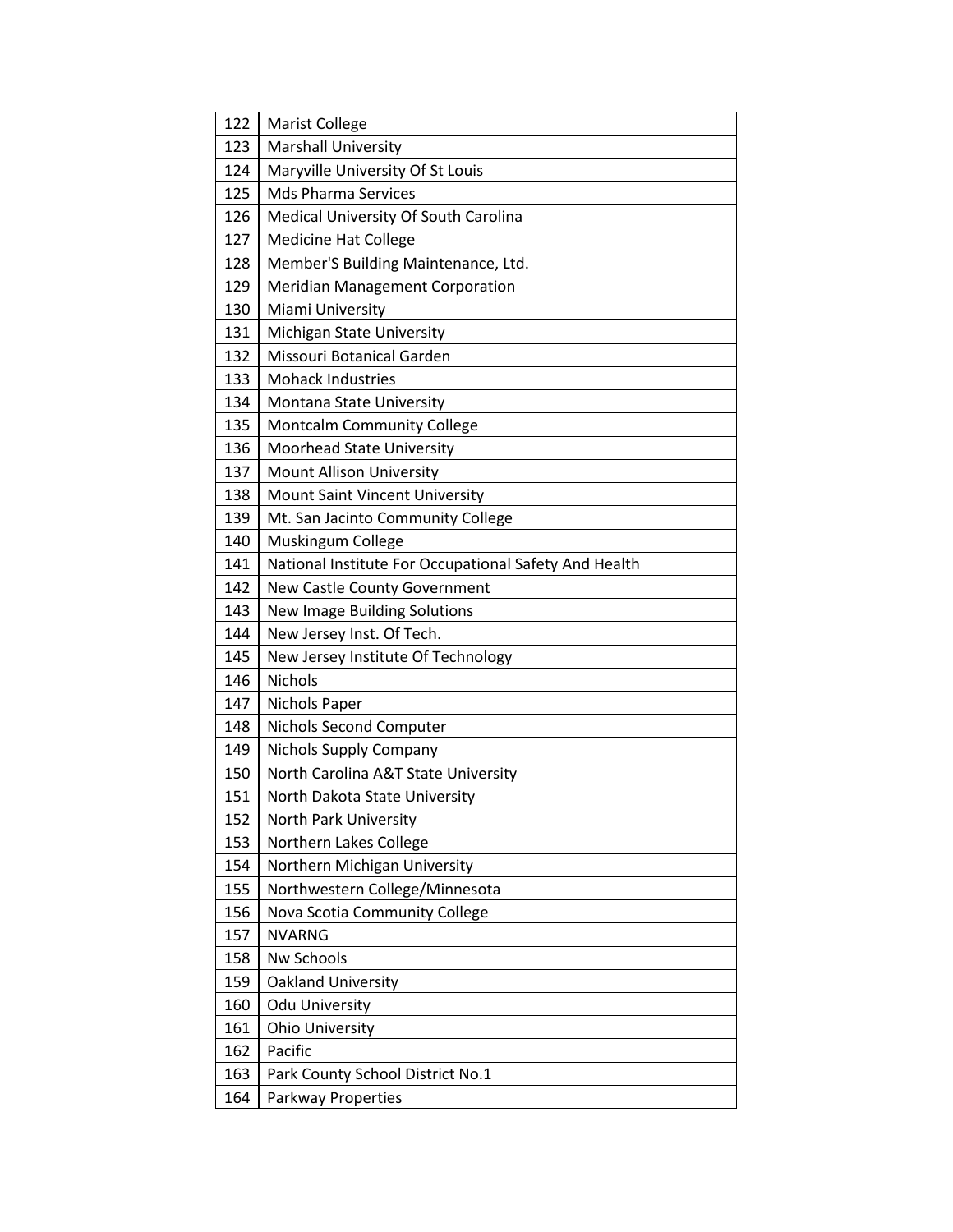| | |
|---|---|
| 122 | Marist College |
| 123 | Marshall University |
| 124 | Maryville University Of St Louis |
| 125 | Mds Pharma Services |
| 126 | Medical University Of South Carolina |
| 127 | Medicine Hat College |
| 128 | Member'S Building Maintenance, Ltd. |
| 129 | Meridian Management Corporation |
| 130 | Miami University |
| 131 | Michigan State University |
| 132 | Missouri Botanical Garden |
| 133 | Mohack Industries |
| 134 | Montana State University |
| 135 | Montcalm Community College |
| 136 | Moorhead State University |
| 137 | Mount Allison University |
| 138 | Mount Saint Vincent University |
| 139 | Mt. San Jacinto Community College |
| 140 | Muskingum College |
| 141 | National Institute For Occupational Safety And Health |
| 142 | New Castle County Government |
| 143 | New Image Building Solutions |
| 144 | New Jersey Inst. Of Tech. |
| 145 | New Jersey Institute Of Technology |
| 146 | Nichols |
| 147 | Nichols Paper |
| 148 | Nichols Second Computer |
| 149 | Nichols Supply Company |
| 150 | North Carolina A&T State University |
| 151 | North Dakota State University |
| 152 | North Park University |
| 153 | Northern Lakes College |
| 154 | Northern Michigan University |
| 155 | Northwestern College/Minnesota |
| 156 | Nova Scotia Community College |
| 157 | NVARNG |
| 158 | Nw Schools |
| 159 | Oakland University |
| 160 | Odu University |
| 161 | Ohio University |
| 162 | Pacific |
| 163 | Park County School District No.1 |
| 164 | Parkway Properties |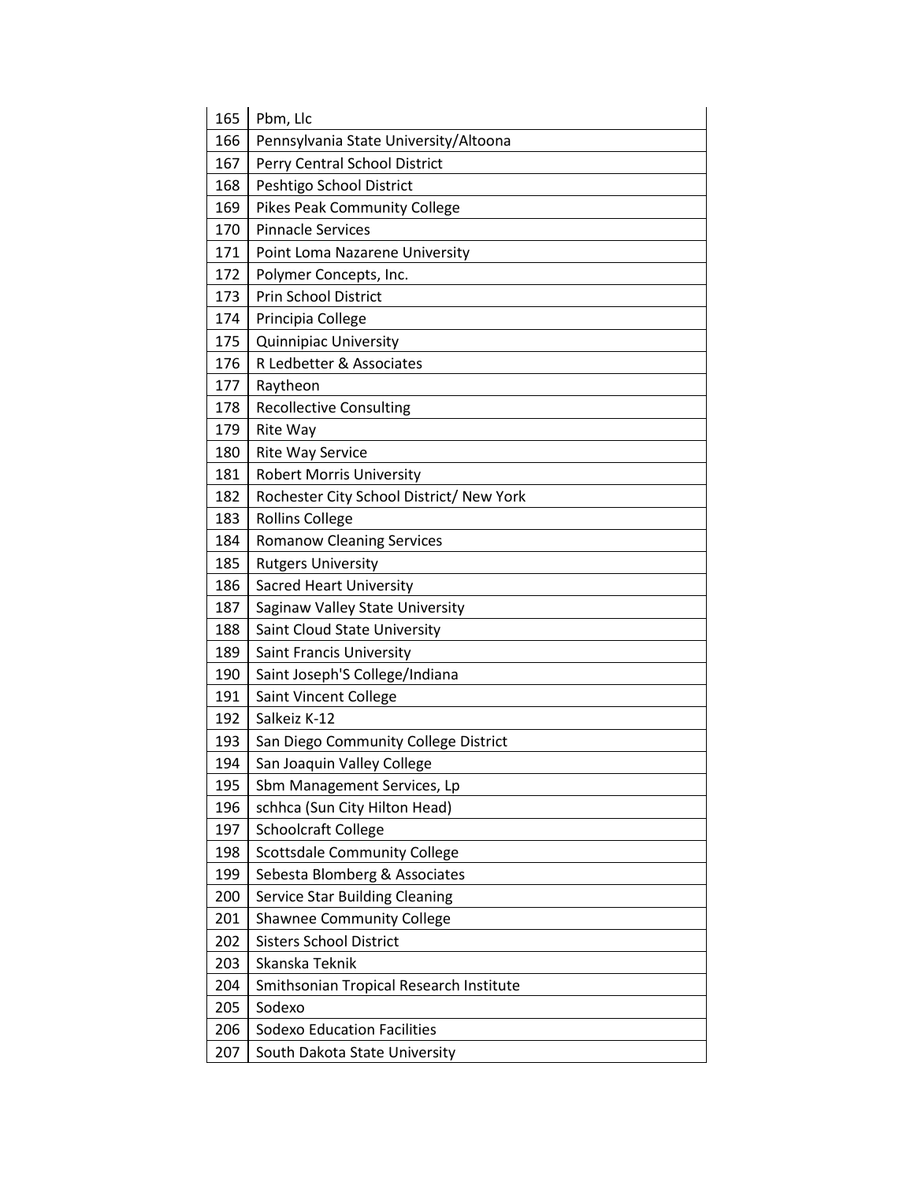| | |
|---|---|
| 165 | Pbm, Llc |
| 166 | Pennsylvania State University/Altoona |
| 167 | Perry Central School District |
| 168 | Peshtigo School District |
| 169 | Pikes Peak Community College |
| 170 | Pinnacle Services |
| 171 | Point Loma Nazarene University |
| 172 | Polymer Concepts, Inc. |
| 173 | Prin School District |
| 174 | Principia College |
| 175 | Quinnipiac University |
| 176 | R Ledbetter & Associates |
| 177 | Raytheon |
| 178 | Recollective Consulting |
| 179 | Rite Way |
| 180 | Rite Way Service |
| 181 | Robert Morris University |
| 182 | Rochester City School District/ New York |
| 183 | Rollins College |
| 184 | Romanow Cleaning Services |
| 185 | Rutgers University |
| 186 | Sacred Heart University |
| 187 | Saginaw Valley State University |
| 188 | Saint Cloud State University |
| 189 | Saint Francis University |
| 190 | Saint Joseph'S College/Indiana |
| 191 | Saint Vincent College |
| 192 | Salkeiz K-12 |
| 193 | San Diego Community College District |
| 194 | San Joaquin Valley College |
| 195 | Sbm Management Services, Lp |
| 196 | schhca (Sun City Hilton Head) |
| 197 | Schoolcraft College |
| 198 | Scottsdale Community College |
| 199 | Sebesta Blomberg & Associates |
| 200 | Service Star Building Cleaning |
| 201 | Shawnee Community College |
| 202 | Sisters School District |
| 203 | Skanska Teknik |
| 204 | Smithsonian Tropical Research Institute |
| 205 | Sodexo |
| 206 | Sodexo Education Facilities |
| 207 | South Dakota State University |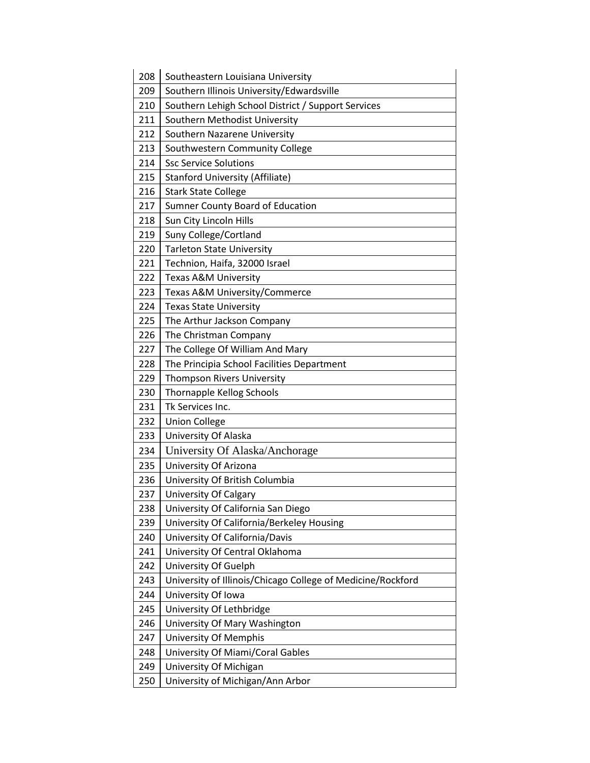| | |
|---|---|
| 208 | Southeastern Louisiana University |
| 209 | Southern Illinois University/Edwardsville |
| 210 | Southern Lehigh School District / Support Services |
| 211 | Southern Methodist University |
| 212 | Southern Nazarene University |
| 213 | Southwestern Community College |
| 214 | Ssc Service Solutions |
| 215 | Stanford University (Affiliate) |
| 216 | Stark State College |
| 217 | Sumner County Board of Education |
| 218 | Sun City Lincoln Hills |
| 219 | Suny College/Cortland |
| 220 | Tarleton State University |
| 221 | Technion, Haifa, 32000 Israel |
| 222 | Texas A&M University |
| 223 | Texas A&M University/Commerce |
| 224 | Texas State University |
| 225 | The Arthur Jackson Company |
| 226 | The Christman Company |
| 227 | The College Of William And Mary |
| 228 | The Principia School Facilities Department |
| 229 | Thompson Rivers University |
| 230 | Thornapple Kellog Schools |
| 231 | Tk Services Inc. |
| 232 | Union College |
| 233 | University Of Alaska |
| 234 | University Of Alaska/Anchorage |
| 235 | University Of Arizona |
| 236 | University Of British Columbia |
| 237 | University Of Calgary |
| 238 | University Of California San Diego |
| 239 | University Of California/Berkeley Housing |
| 240 | University Of California/Davis |
| 241 | University Of Central Oklahoma |
| 242 | University Of Guelph |
| 243 | University of Illinois/Chicago College of Medicine/Rockford |
| 244 | University Of Iowa |
| 245 | University Of Lethbridge |
| 246 | University Of Mary Washington |
| 247 | University Of Memphis |
| 248 | University Of Miami/Coral Gables |
| 249 | University Of Michigan |
| 250 | University of Michigan/Ann Arbor |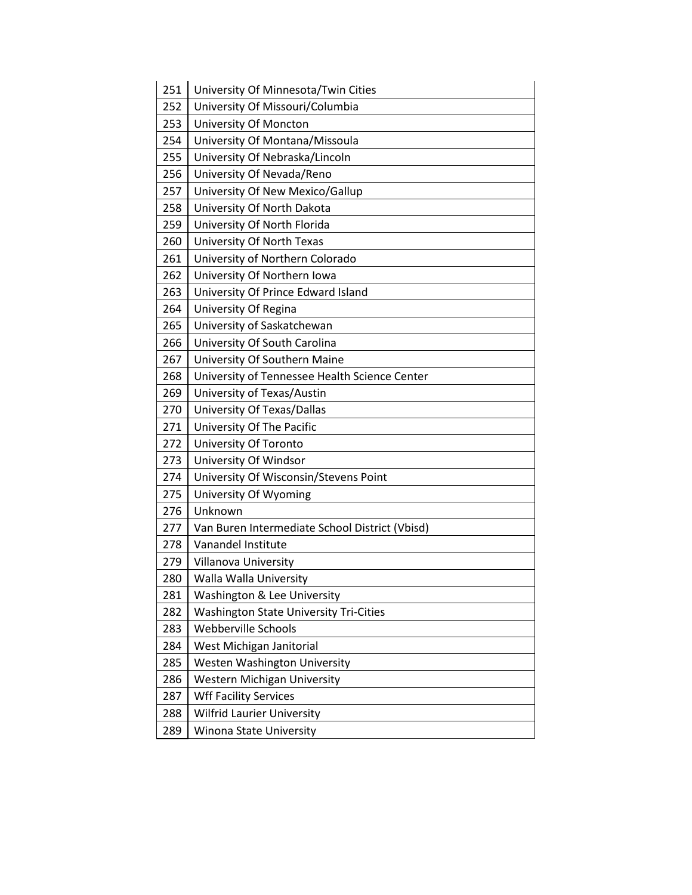| | |
|---|---|
| 251 | University Of Minnesota/Twin Cities |
| 252 | University Of Missouri/Columbia |
| 253 | University Of Moncton |
| 254 | University Of Montana/Missoula |
| 255 | University Of Nebraska/Lincoln |
| 256 | University Of Nevada/Reno |
| 257 | University Of New Mexico/Gallup |
| 258 | University Of North Dakota |
| 259 | University Of North Florida |
| 260 | University Of North Texas |
| 261 | University of Northern Colorado |
| 262 | University Of Northern Iowa |
| 263 | University Of Prince Edward Island |
| 264 | University Of Regina |
| 265 | University of Saskatchewan |
| 266 | University Of South Carolina |
| 267 | University Of Southern Maine |
| 268 | University of Tennessee Health Science Center |
| 269 | University of Texas/Austin |
| 270 | University Of Texas/Dallas |
| 271 | University Of The Pacific |
| 272 | University Of Toronto |
| 273 | University Of Windsor |
| 274 | University Of Wisconsin/Stevens Point |
| 275 | University Of Wyoming |
| 276 | Unknown |
| 277 | Van Buren Intermediate School District (Vbisd) |
| 278 | Vanandel Institute |
| 279 | Villanova University |
| 280 | Walla Walla University |
| 281 | Washington & Lee University |
| 282 | Washington State University Tri-Cities |
| 283 | Webberville Schools |
| 284 | West Michigan Janitorial |
| 285 | Westen Washington University |
| 286 | Western Michigan University |
| 287 | Wff Facility Services |
| 288 | Wilfrid Laurier University |
| 289 | Winona State University |